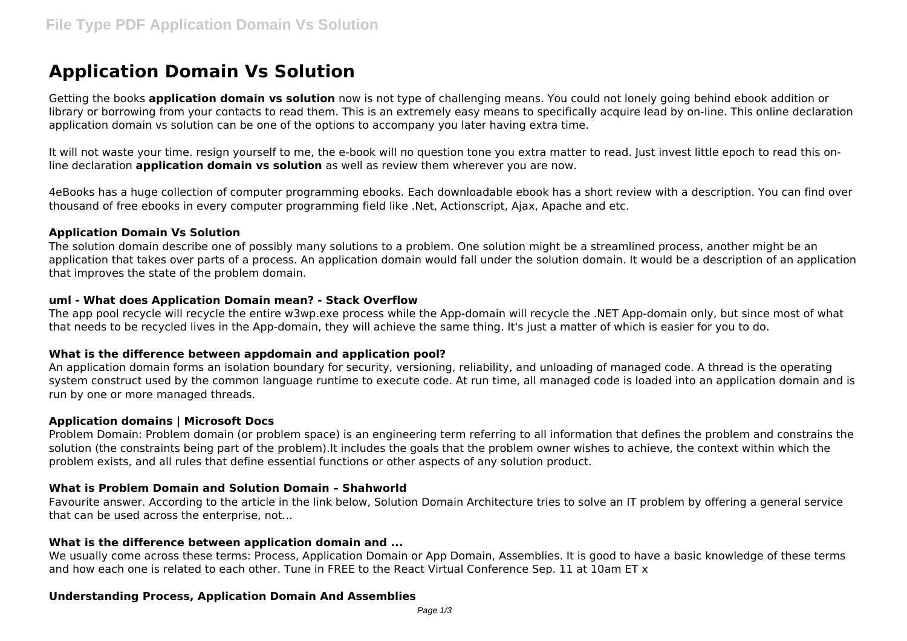# Application Domain Vs Solution

Getting the books **application domain vs solution** now is not type of challenging means. You could not lonely going behind ebook addition or library or borrowing from your contacts to read them. This is an extremely easy means to specifically acquire lead by on-line. This online declaration application domain vs solution can be one of the options to accompany you later having extra time.

It will not waste your time. resign yourself to me, the e-book will no question tone you extra matter to read. Just invest little epoch to read this on-line declaration **application domain vs solution** as well as review them wherever you are now.

4eBooks has a huge collection of computer programming ebooks. Each downloadable ebook has a short review with a description. You can find over thousand of free ebooks in every computer programming field like .Net, Actionscript, Ajax, Apache and etc.

### Application Domain Vs Solution

The solution domain describe one of possibly many solutions to a problem. One solution might be a streamlined process, another might be an application that takes over parts of a process. An application domain would fall under the solution domain. It would be a description of an application that improves the state of the problem domain.

### uml - What does Application Domain mean? - Stack Overflow

The app pool recycle will recycle the entire w3wp.exe process while the App-domain will recycle the .NET App-domain only, but since most of what that needs to be recycled lives in the App-domain, they will achieve the same thing. It's just a matter of which is easier for you to do.

### What is the difference between appdomain and application pool?

An application domain forms an isolation boundary for security, versioning, reliability, and unloading of managed code. A thread is the operating system construct used by the common language runtime to execute code. At run time, all managed code is loaded into an application domain and is run by one or more managed threads.

### Application domains | Microsoft Docs

Problem Domain: Problem domain (or problem space) is an engineering term referring to all information that defines the problem and constrains the solution (the constraints being part of the problem).It includes the goals that the problem owner wishes to achieve, the context within which the problem exists, and all rules that define essential functions or other aspects of any solution product.

### What is Problem Domain and Solution Domain – Shahworld

Favourite answer. According to the article in the link below, Solution Domain Architecture tries to solve an IT problem by offering a general service that can be used across the enterprise, not...

### What is the difference between application domain and ...

We usually come across these terms: Process, Application Domain or App Domain, Assemblies. It is good to have a basic knowledge of these terms and how each one is related to each other. Tune in FREE to the React Virtual Conference Sep. 11 at 10am ET x

### Understanding Process, Application Domain And Assemblies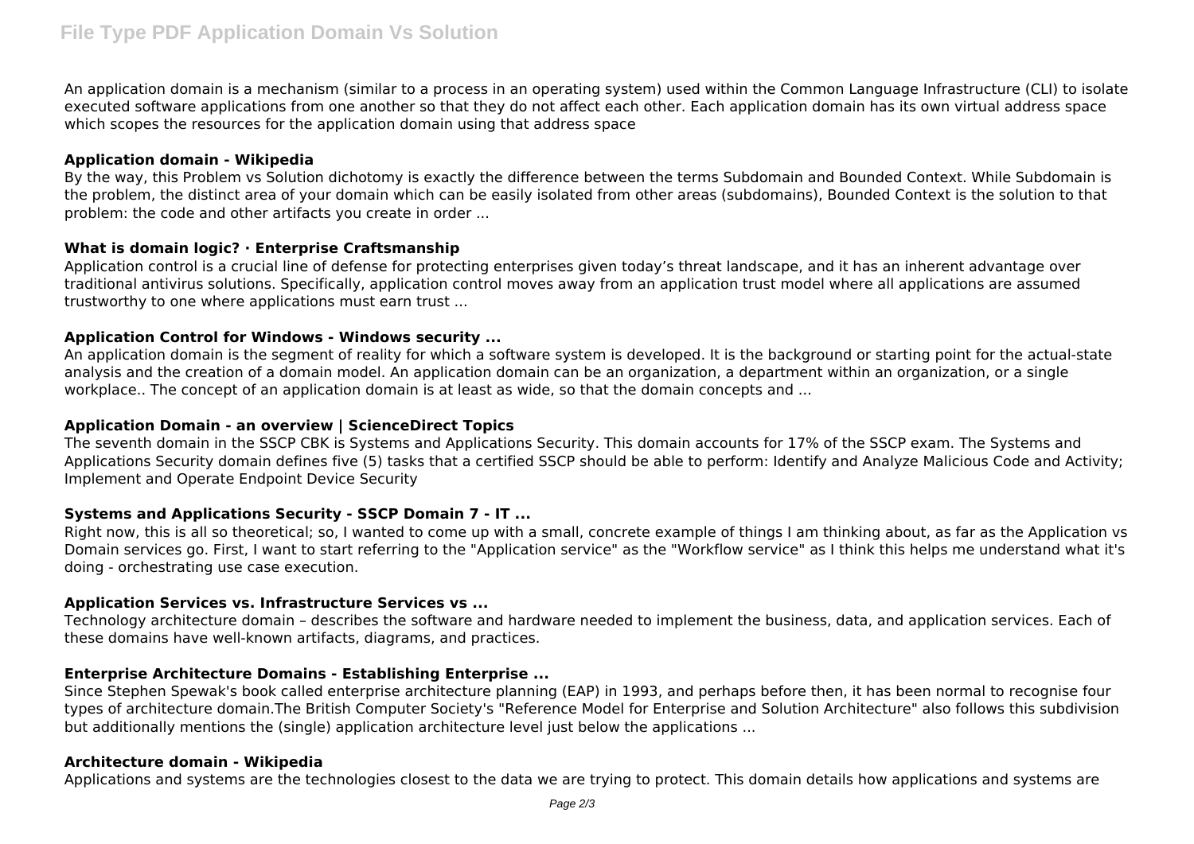An application domain is a mechanism (similar to a process in an operating system) used within the Common Language Infrastructure (CLI) to isolate executed software applications from one another so that they do not affect each other. Each application domain has its own virtual address space which scopes the resources for the application domain using that address space

### Application domain - Wikipedia

By the way, this Problem vs Solution dichotomy is exactly the difference between the terms Subdomain and Bounded Context. While Subdomain is the problem, the distinct area of your domain which can be easily isolated from other areas (subdomains), Bounded Context is the solution to that problem: the code and other artifacts you create in order ...

### What is domain logic? · Enterprise Craftsmanship

Application control is a crucial line of defense for protecting enterprises given today's threat landscape, and it has an inherent advantage over traditional antivirus solutions. Specifically, application control moves away from an application trust model where all applications are assumed trustworthy to one where applications must earn trust ...

### Application Control for Windows - Windows security ...

An application domain is the segment of reality for which a software system is developed. It is the background or starting point for the actual-state analysis and the creation of a domain model. An application domain can be an organization, a department within an organization, or a single workplace.. The concept of an application domain is at least as wide, so that the domain concepts and ...

### Application Domain - an overview | ScienceDirect Topics

The seventh domain in the SSCP CBK is Systems and Applications Security. This domain accounts for 17% of the SSCP exam. The Systems and Applications Security domain defines five (5) tasks that a certified SSCP should be able to perform: Identify and Analyze Malicious Code and Activity; Implement and Operate Endpoint Device Security

### Systems and Applications Security - SSCP Domain 7 - IT ...

Right now, this is all so theoretical; so, I wanted to come up with a small, concrete example of things I am thinking about, as far as the Application vs Domain services go. First, I want to start referring to the "Application service" as the "Workflow service" as I think this helps me understand what it's doing - orchestrating use case execution.

### Application Services vs. Infrastructure Services vs ...

Technology architecture domain – describes the software and hardware needed to implement the business, data, and application services. Each of these domains have well-known artifacts, diagrams, and practices.

### Enterprise Architecture Domains - Establishing Enterprise ...

Since Stephen Spewak's book called enterprise architecture planning (EAP) in 1993, and perhaps before then, it has been normal to recognise four types of architecture domain.The British Computer Society's "Reference Model for Enterprise and Solution Architecture" also follows this subdivision but additionally mentions the (single) application architecture level just below the applications ...

### Architecture domain - Wikipedia

Applications and systems are the technologies closest to the data we are trying to protect. This domain details how applications and systems are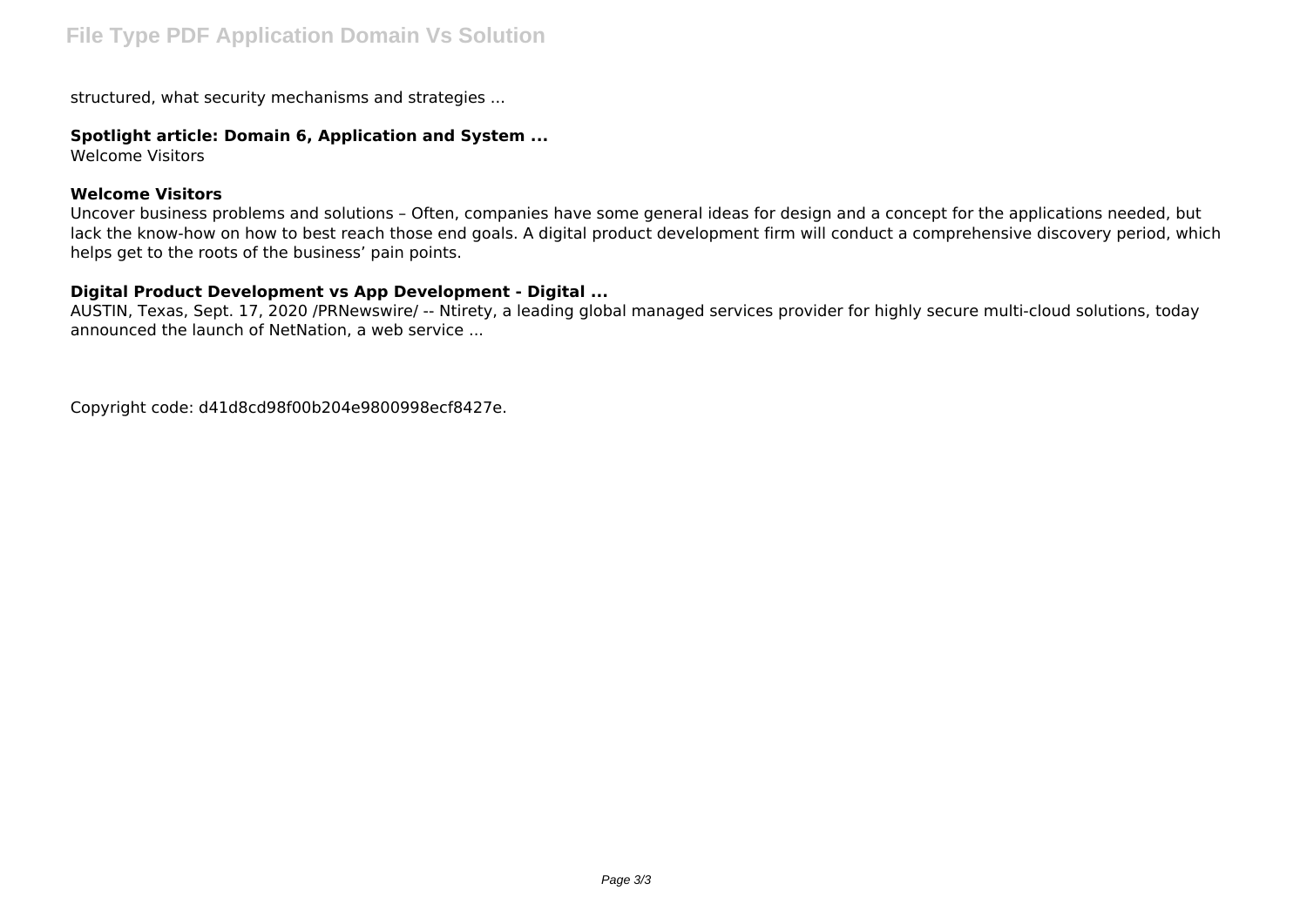structured, what security mechanisms and strategies ...

**Spotlight article: Domain 6, Application and System ...**
Welcome Visitors

**Welcome Visitors**
Uncover business problems and solutions – Often, companies have some general ideas for design and a concept for the applications needed, but lack the know-how on how to best reach those end goals. A digital product development firm will conduct a comprehensive discovery period, which helps get to the roots of the business' pain points.

**Digital Product Development vs App Development - Digital ...**
AUSTIN, Texas, Sept. 17, 2020 /PRNewswire/ -- Ntirety, a leading global managed services provider for highly secure multi-cloud solutions, today announced the launch of NetNation, a web service ...

Copyright code: d41d8cd98f00b204e9800998ecf8427e.